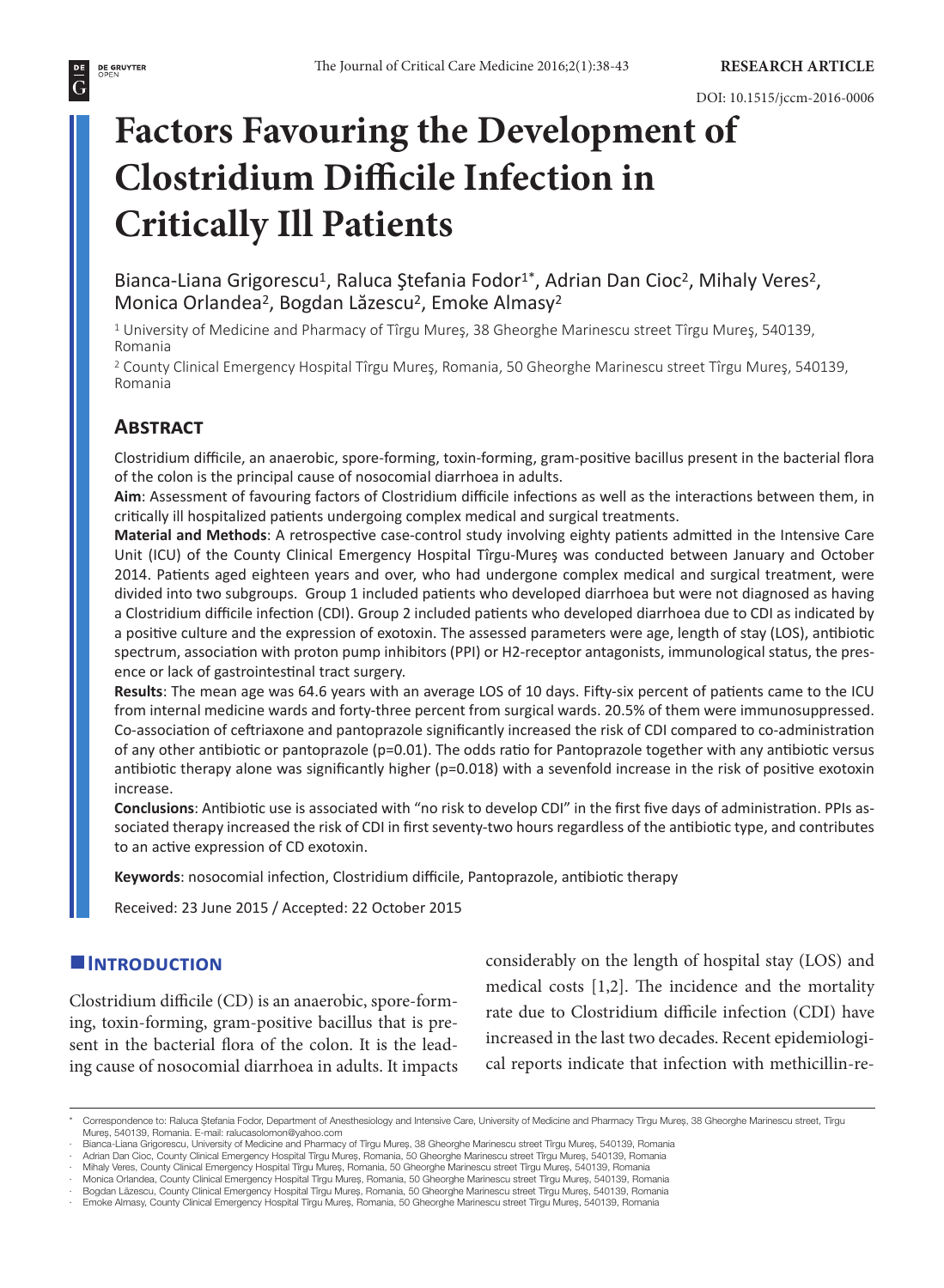DOI: 10.1515/jccm-2016-0006

# Factors Favouring the Development of Clostridium Difficile Infection in Critically Ill Patients

Bianca-Liana Grigorescu[1], Raluca Ştefania Fodor[1*], Adrian Dan Cioc[2], Mihaly Veres[2], Monica Orlandea[2], Bogdan Lăzescu[2], Emoke Almasy[2]

[1] University of Medicine and Pharmacy of Tîrgu Mureş, 38 Gheorghe Marinescu street Tîrgu Mureş, 540139, Romania

[2] County Clinical Emergency Hospital Tîrgu Mureş, Romania, 50 Gheorghe Marinescu street Tîrgu Mureş, 540139, Romania

## Abstract

Clostridium difficile, an anaerobic, spore-forming, toxin-forming, gram-positive bacillus present in the bacterial flora of the colon is the principal cause of nosocomial diarrhoea in adults.

**Aim**: Assessment of favouring factors of Clostridium difficile infections as well as the interactions between them, in critically ill hospitalized patients undergoing complex medical and surgical treatments.

**Material and Methods**: A retrospective case-control study involving eighty patients admitted in the Intensive Care Unit (ICU) of the County Clinical Emergency Hospital Tîrgu-Mureş was conducted between January and October 2014. Patients aged eighteen years and over, who had undergone complex medical and surgical treatment, were divided into two subgroups. Group 1 included patients who developed diarrhoea but were not diagnosed as having a Clostridium difficile infection (CDI). Group 2 included patients who developed diarrhoea due to CDI as indicated by a positive culture and the expression of exotoxin. The assessed parameters were age, length of stay (LOS), antibiotic spectrum, association with proton pump inhibitors (PPI) or H2-receptor antagonists, immunological status, the presence or lack of gastrointestinal tract surgery.

**Results**: The mean age was 64.6 years with an average LOS of 10 days. Fifty-six percent of patients came to the ICU from internal medicine wards and forty-three percent from surgical wards. 20.5% of them were immunosuppressed. Co-association of ceftriaxone and pantoprazole significantly increased the risk of CDI compared to co-administration of any other antibiotic or pantoprazole ($p=0.01$). The odds ratio for Pantoprazole together with any antibiotic versus antibiotic therapy alone was significantly higher ($p=0.018$) with a sevenfold increase in the risk of positive exotoxin increase.

**Conclusions**: Antibiotic use is associated with "no risk to develop CDI" in the first five days of administration. PPIs associated therapy increased the risk of CDI in first seventy-two hours regardless of the antibiotic type, and contributes to an active expression of CD exotoxin.

**Keywords**: nosocomial infection, Clostridium difficile, Pantoprazole, antibiotic therapy

Received: 23 June 2015 / Accepted: 22 October 2015

## Introduction

Clostridium difficile (CD) is an anaerobic, spore-forming, toxin-forming, gram-positive bacillus that is present in the bacterial flora of the colon. It is the leading cause of nosocomial diarrhoea in adults. It impacts considerably on the length of hospital stay (LOS) and medical costs [1,2]. The incidence and the mortality rate due to Clostridium difficile infection (CDI) have increased in the last two decades. Recent epidemiological reports indicate that infection with methicillin-re-

---

\* Correspondence to: Raluca Ştefania Fodor, Department of Anesthesiology and Intensive Care, University of Medicine and Pharmacy Tîrgu Mureş, 38 Gheorghe Marinescu street, Tîrgu Mureş, 540139, Romania. E-mail: ralucasolomon@yahoo.com

- Bianca-Liana Grigorescu, University of Medicine and Pharmacy of Tîrgu Mureş, 38 Gheorghe Marinescu street Tîrgu Mureş, 540139, Romania
- Adrian Dan Cioc, County Clinical Emergency Hospital Tîrgu Mureş, Romania, 50 Gheorghe Marinescu street Tîrgu Mureş, 540139, Romania
- Mihaly Veres, County Clinical Emergency Hospital Tîrgu Mureş, Romania, 50 Gheorghe Marinescu street Tîrgu Mureş, 540139, Romania
- Monica Orlandea, County Clinical Emergency Hospital Tîrgu Mureş, Romania, 50 Gheorghe Marinescu street Tîrgu Mureş, 540139, Romania
- Bogdan Lăzescu, County Clinical Emergency Hospital Tîrgu Mureş, Romania, 50 Gheorghe Marinescu street Tîrgu Mureş, 540139, Romania
- Emoke Almasy, County Clinical Emergency Hospital Tîrgu Mureş, Romania, 50 Gheorghe Marinescu street Tîrgu Mureş, 540139, Romania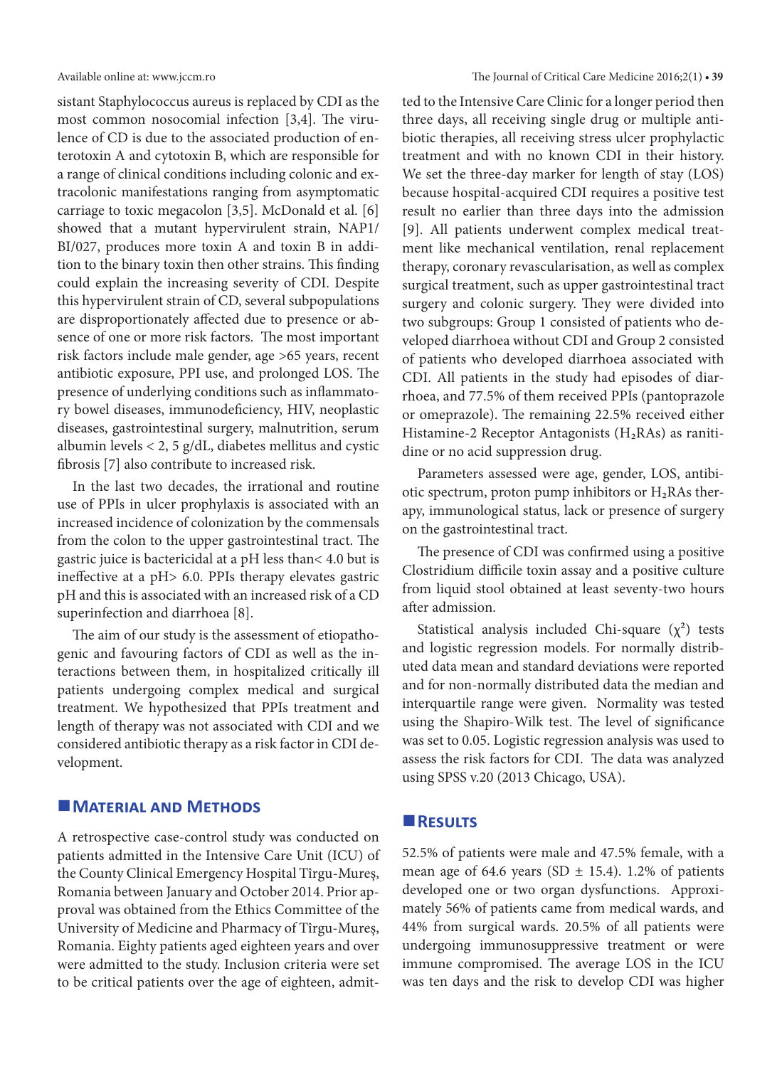sistant Staphylococcus aureus is replaced by CDI as the most common nosocomial infection [3,4]. The virulence of CD is due to the associated production of enterotoxin A and cytotoxin B, which are responsible for a range of clinical conditions including colonic and extracolonic manifestations ranging from asymptomatic carriage to toxic megacolon [3,5]. McDonald et al. [6] showed that a mutant hypervirulent strain, NAP1/BI/027, produces more toxin A and toxin B in addition to the binary toxin then other strains. This finding could explain the increasing severity of CDI. Despite this hypervirulent strain of CD, several subpopulations are disproportionately affected due to presence or absence of one or more risk factors. The most important risk factors include male gender, age >65 years, recent antibiotic exposure, PPI use, and prolonged LOS. The presence of underlying conditions such as inflammatory bowel diseases, immunodeficiency, HIV, neoplastic diseases, gastrointestinal surgery, malnutrition, serum albumin levels < 2, 5 g/dL, diabetes mellitus and cystic fibrosis [7] also contribute to increased risk.

In the last two decades, the irrational and routine use of PPIs in ulcer prophylaxis is associated with an increased incidence of colonization by the commensals from the colon to the upper gastrointestinal tract. The gastric juice is bactericidal at a pH less than< 4.0 but is ineffective at a pH> 6.0. PPIs therapy elevates gastric pH and this is associated with an increased risk of a CD superinfection and diarrhoea [8].

The aim of our study is the assessment of etiopathogenic and favouring factors of CDI as well as the interactions between them, in hospitalized critically ill patients undergoing complex medical and surgical treatment. We hypothesized that PPIs treatment and length of therapy was not associated with CDI and we considered antibiotic therapy as a risk factor in CDI development.

## Material and Methods

A retrospective case-control study was conducted on patients admitted in the Intensive Care Unit (ICU) of the County Clinical Emergency Hospital Tîrgu-Mureş, Romania between January and October 2014. Prior approval was obtained from the Ethics Committee of the University of Medicine and Pharmacy of Tîrgu-Mureş, Romania. Eighty patients aged eighteen years and over were admitted to the study. Inclusion criteria were set to be critical patients over the age of eighteen, admitted to the Intensive Care Clinic for a longer period then three days, all receiving single drug or multiple antibiotic therapies, all receiving stress ulcer prophylactic treatment and with no known CDI in their history. We set the three-day marker for length of stay (LOS) because hospital-acquired CDI requires a positive test result no earlier than three days into the admission [9]. All patients underwent complex medical treatment like mechanical ventilation, renal replacement therapy, coronary revascularisation, as well as complex surgical treatment, such as upper gastrointestinal tract surgery and colonic surgery. They were divided into two subgroups: Group 1 consisted of patients who developed diarrhoea without CDI and Group 2 consisted of patients who developed diarrhoea associated with CDI. All patients in the study had episodes of diarrhoea, and 77.5% of them received PPIs (pantoprazole or omeprazole). The remaining 22.5% received either Histamine-2 Receptor Antagonists ($H_2$RAs) as ranitidine or no acid suppression drug.

Parameters assessed were age, gender, LOS, antibiotic spectrum, proton pump inhibitors or $H_2$RAs therapy, immunological status, lack or presence of surgery on the gastrointestinal tract.

The presence of CDI was confirmed using a positive Clostridium difficile toxin assay and a positive culture from liquid stool obtained at least seventy-two hours after admission.

Statistical analysis included Chi-square ($\chi^2$) tests and logistic regression models. For normally distributed data mean and standard deviations were reported and for non-normally distributed data the median and interquartile range were given. Normality was tested using the Shapiro-Wilk test. The level of significance was set to 0.05. Logistic regression analysis was used to assess the risk factors for CDI. The data was analyzed using SPSS v.20 (2013 Chicago, USA).

## Results

52.5% of patients were male and 47.5% female, with a mean age of 64.6 years (SD ± 15.4). 1.2% of patients developed one or two organ dysfunctions. Approximately 56% of patients came from medical wards, and 44% from surgical wards. 20.5% of all patients were undergoing immunosuppressive treatment or were immune compromised. The average LOS in the ICU was ten days and the risk to develop CDI was higher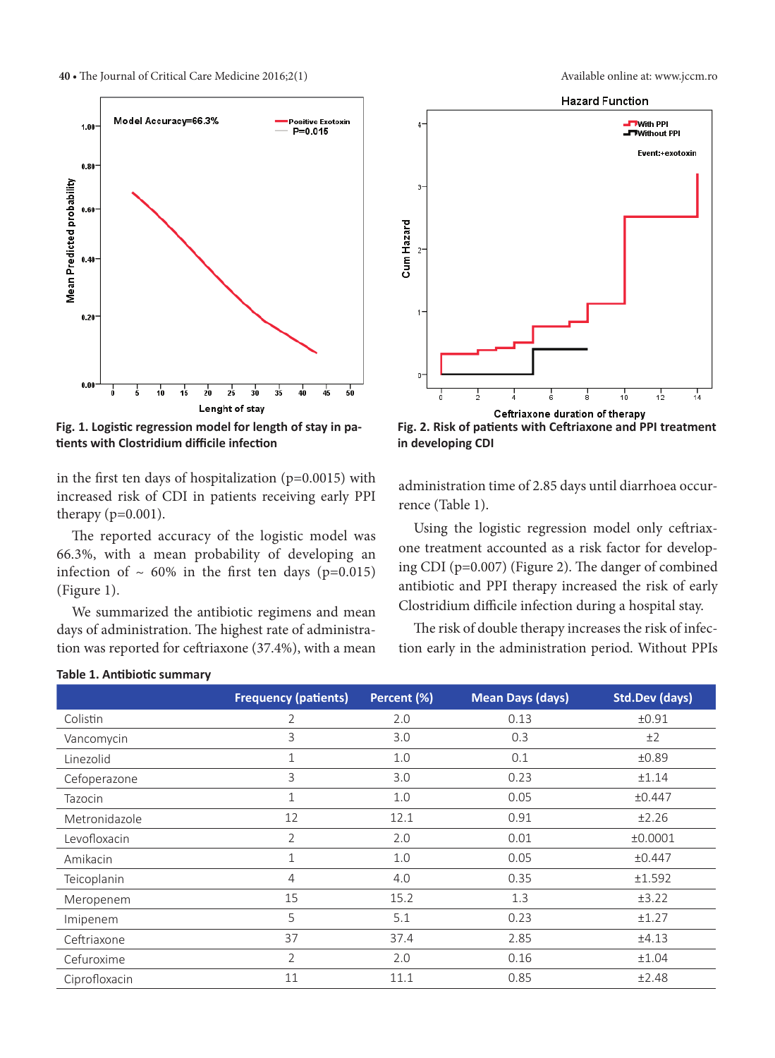Fig. 1. Logistic regression model for length of stay in patients with Clostridium difficile infection

Fig. 2. Risk of patients with Ceftriaxone and PPI treatment in developing CDI

in the first ten days of hospitalization (p=0.0015) with increased risk of CDI in patients receiving early PPI therapy (p=0.001).

The reported accuracy of the logistic model was 66.3%, with a mean probability of developing an infection of ~ 60% in the first ten days (p=0.015) (Figure 1).

We summarized the antibiotic regimens and mean days of administration. The highest rate of administration was reported for ceftriaxone (37.4%), with a mean administration time of 2.85 days until diarrhoea occurrence (Table 1).

Using the logistic regression model only ceftriaxone treatment accounted as a risk factor for developing CDI (p=0.007) (Figure 2). The danger of combined antibiotic and PPI therapy increased the risk of early Clostridium difficile infection during a hospital stay.

The risk of double therapy increases the risk of infection early in the administration period. Without PPIs

**Table 1. Antibiotic summary**

| | Frequency (patients) | Percent (%) | Mean Days (days) | Std.Dev (days) |
|---|---|---|---|---|
| Colistin | 2 | 2.0 | 0.13 | ±0.91 |
| Vancomycin | 3 | 3.0 | 0.3 | ±2 |
| Linezolid | 1 | 1.0 | 0.1 | ±0.89 |
| Cefoperazone | 3 | 3.0 | 0.23 | ±1.14 |
| Tazocin | 1 | 1.0 | 0.05 | ±0.447 |
| Metronidazole | 12 | 12.1 | 0.91 | ±2.26 |
| Levofloxacin | 2 | 2.0 | 0.01 | ±0.0001 |
| Amikacin | 1 | 1.0 | 0.05 | ±0.447 |
| Teicoplanin | 4 | 4.0 | 0.35 | ±1.592 |
| Meropenem | 15 | 15.2 | 1.3 | ±3.22 |
| Imipenem | 5 | 5.1 | 0.23 | ±1.27 |
| Ceftriaxone | 37 | 37.4 | 2.85 | ±4.13 |
| Cefuroxime | 2 | 2.0 | 0.16 | ±1.04 |
| Ciprofloxacin | 11 | 11.1 | 0.85 | ±2.48 |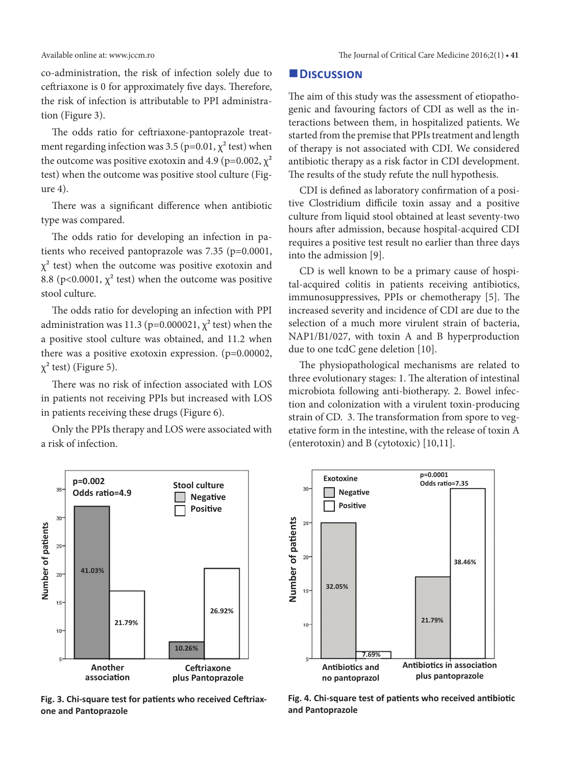co-administration, the risk of infection solely due to ceftriaxone is 0 for approximately five days. Therefore, the risk of infection is attributable to PPI administration (Figure 3).

The odds ratio for ceftriaxone-pantoprazole treatment regarding infection was 3.5 (p=0.01, $\chi^2$ test) when the outcome was positive exotoxin and 4.9 (p=0.002, $\chi^2$ test) when the outcome was positive stool culture (Figure 4).

There was a significant difference when antibiotic type was compared.

The odds ratio for developing an infection in patients who received pantoprazole was 7.35 (p=0.0001, $\chi^2$ test) when the outcome was positive exotoxin and 8.8 (p<0.0001, $\chi^2$ test) when the outcome was positive stool culture.

The odds ratio for developing an infection with PPI administration was 11.3 (p=0.000021, $\chi^2$ test) when the a positive stool culture was obtained, and 11.2 when there was a positive exotoxin expression. (p=0.00002, $\chi^2$ test) (Figure 5).

There was no risk of infection associated with LOS in patients not receiving PPIs but increased with LOS in patients receiving these drugs (Figure 6).

Only the PPIs therapy and LOS were associated with a risk of infection.

## Discussion

The aim of this study was the assessment of etiopathogenic and favouring factors of CDI as well as the interactions between them, in hospitalized patients. We started from the premise that PPIs treatment and length of therapy is not associated with CDI. We considered antibiotic therapy as a risk factor in CDI development. The results of the study refute the null hypothesis.

CDI is defined as laboratory confirmation of a positive Clostridium difficile toxin assay and a positive culture from liquid stool obtained at least seventy-two hours after admission, because hospital-acquired CDI requires a positive test result no earlier than three days into the admission [9].

CD is well known to be a primary cause of hospital-acquired colitis in patients receiving antibiotics, immunosuppressives, PPIs or chemotherapy [5]. The increased severity and incidence of CDI are due to the selection of a much more virulent strain of bacteria, NAP1/B1/027, with toxin A and B hyperproduction due to one tcdC gene deletion [10].

The physiopathological mechanisms are related to three evolutionary stages: 1. The alteration of intestinal microbiota following anti-biotherapy. 2. Bowel infection and colonization with a virulent toxin-producing strain of CD. 3. The transformation from spore to vegetative form in the intestine, with the release of toxin A (enterotoxin) and B (cytotoxic) [10,11].

**Fig. 3. Chi-square test for patients who received Ceftriaxone and Pantoprazole**

**Fig. 4. Chi-square test of patients who received antibiotic and Pantoprazole**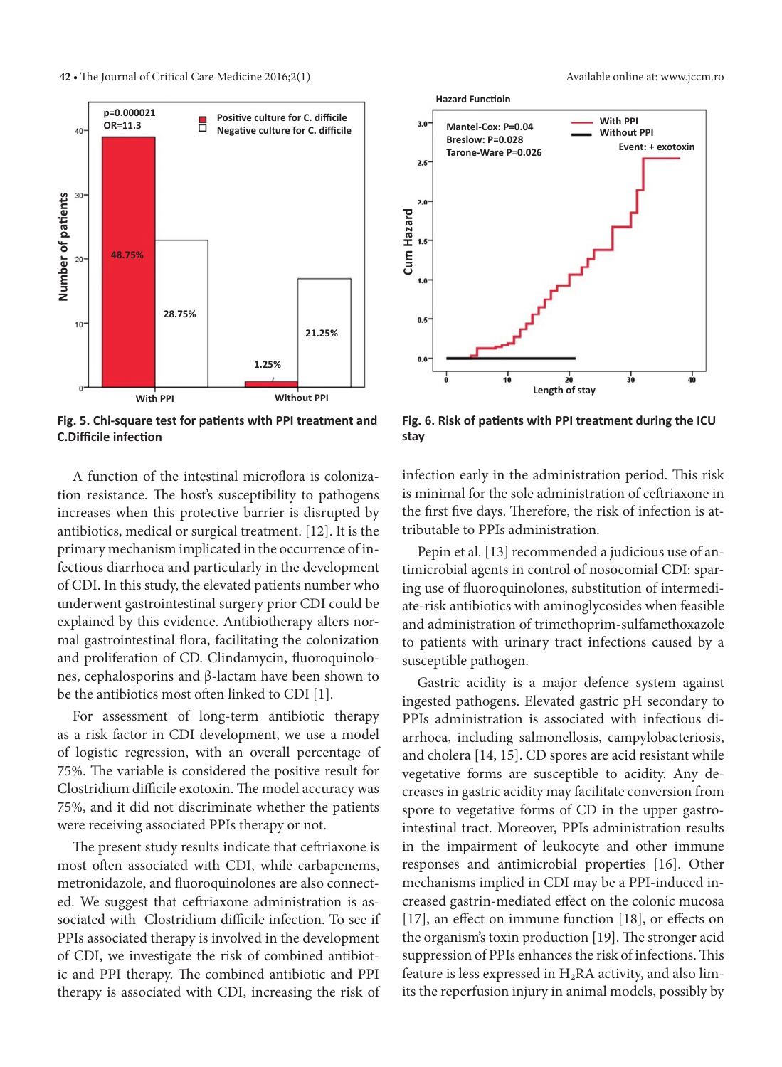Fig. 5. Chi-square test for patients with PPI treatment and C.Difficile infection

Fig. 6. Risk of patients with PPI treatment during the ICU stay

A function of the intestinal microflora is colonization resistance. The host's susceptibility to pathogens increases when this protective barrier is disrupted by antibiotics, medical or surgical treatment. [12]. It is the primary mechanism implicated in the occurrence of infectious diarrhoea and particularly in the development of CDI. In this study, the elevated patients number who underwent gastrointestinal surgery prior CDI could be explained by this evidence. Antibiotherapy alters normal gastrointestinal flora, facilitating the colonization and proliferation of CD. Clindamycin, fluoroquinolones, cephalosporins and β-lactam have been shown to be the antibiotics most often linked to CDI [1].

For assessment of long-term antibiotic therapy as a risk factor in CDI development, we use a model of logistic regression, with an overall percentage of 75%. The variable is considered the positive result for Clostridium difficile exotoxin. The model accuracy was 75%, and it did not discriminate whether the patients were receiving associated PPIs therapy or not.

The present study results indicate that ceftriaxone is most often associated with CDI, while carbapenems, metronidazole, and fluoroquinolones are also connected. We suggest that ceftriaxone administration is associated with Clostridium difficile infection. To see if PPIs associated therapy is involved in the development of CDI, we investigate the risk of combined antibiotic and PPI therapy. The combined antibiotic and PPI therapy is associated with CDI, increasing the risk of infection early in the administration period. This risk is minimal for the sole administration of ceftriaxone in the first five days. Therefore, the risk of infection is attributable to PPIs administration.

Pepin et al. [13] recommended a judicious use of antimicrobial agents in control of nosocomial CDI: sparing use of fluoroquinolones, substitution of intermediate-risk antibiotics with aminoglycosides when feasible and administration of trimethoprim-sulfamethoxazole to patients with urinary tract infections caused by a susceptible pathogen.

Gastric acidity is a major defence system against ingested pathogens. Elevated gastric pH secondary to PPIs administration is associated with infectious diarrhoea, including salmonellosis, campylobacteriosis, and cholera [14, 15]. CD spores are acid resistant while vegetative forms are susceptible to acidity. Any decreases in gastric acidity may facilitate conversion from spore to vegetative forms of CD in the upper gastrointestinal tract. Moreover, PPIs administration results in the impairment of leukocyte and other immune responses and antimicrobial properties [16]. Other mechanisms implied in CDI may be a PPI-induced increased gastrin-mediated effect on the colonic mucosa [17], an effect on immune function [18], or effects on the organism's toxin production [19]. The stronger acid suppression of PPIs enhances the risk of infections. This feature is less expressed in $H_2RA$ activity, and also limits the reperfusion injury in animal models, possibly by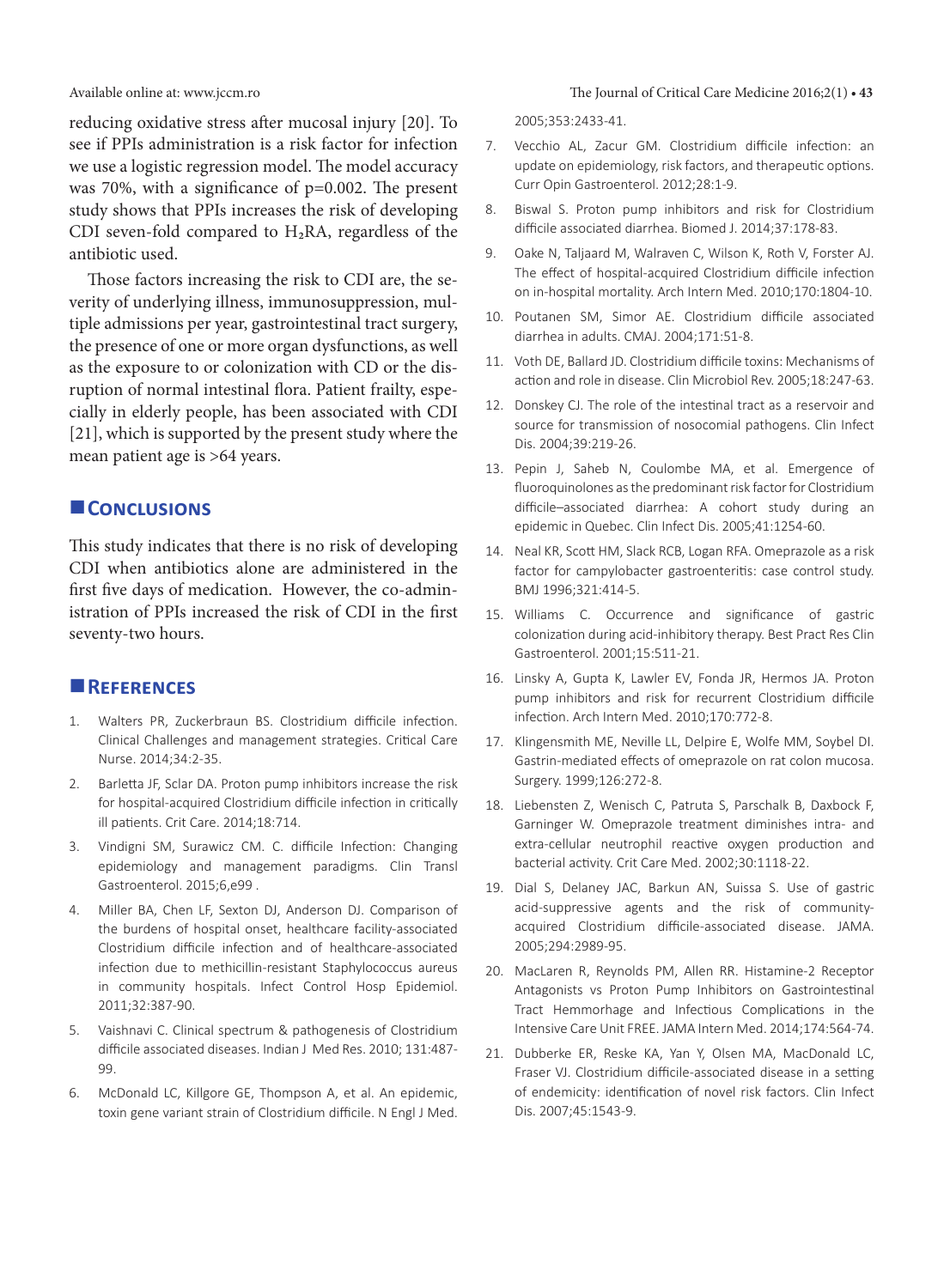reducing oxidative stress after mucosal injury [20]. To see if PPIs administration is a risk factor for infection we use a logistic regression model. The model accuracy was 70%, with a significance of p=0.002. The present study shows that PPIs increases the risk of developing CDI seven-fold compared to $H_2RA$, regardless of the antibiotic used.

Those factors increasing the risk to CDI are, the severity of underlying illness, immunosuppression, multiple admissions per year, gastrointestinal tract surgery, the presence of one or more organ dysfunctions, as well as the exposure to or colonization with CD or the disruption of normal intestinal flora. Patient frailty, especially in elderly people, has been associated with CDI [21], which is supported by the present study where the mean patient age is >64 years.

## Conclusions

This study indicates that there is no risk of developing CDI when antibiotics alone are administered in the first five days of medication. However, the co-administration of PPIs increased the risk of CDI in the first seventy-two hours.

## References

1. Walters PR, Zuckerbraun BS. Clostridium difficile infection. Clinical Challenges and management strategies. Critical Care Nurse. 2014;34:2-35.
2. Barletta JF, Sclar DA. Proton pump inhibitors increase the risk for hospital-acquired Clostridium difficile infection in critically ill patients. Crit Care. 2014;18:714.
3. Vindigni SM, Surawicz CM. C. difficile Infection: Changing epidemiology and management paradigms. Clin Transl Gastroenterol. 2015;6,e99 .
4. Miller BA, Chen LF, Sexton DJ, Anderson DJ. Comparison of the burdens of hospital onset, healthcare facility-associated Clostridium difficile infection and of healthcare-associated infection due to methicillin-resistant Staphylococcus aureus in community hospitals. Infect Control Hosp Epidemiol. 2011;32:387-90.
5. Vaishnavi C. Clinical spectrum & pathogenesis of Clostridium difficile associated diseases. Indian J Med Res. 2010; 131:487-99.
6. McDonald LC, Killgore GE, Thompson A, et al. An epidemic, toxin gene variant strain of Clostridium difficile. N Engl J Med. 2005;353:2433-41.
7. Vecchio AL, Zacur GM. Clostridium difficile infection: an update on epidemiology, risk factors, and therapeutic options. Curr Opin Gastroenterol. 2012;28:1-9.
8. Biswal S. Proton pump inhibitors and risk for Clostridium difficile associated diarrhea. Biomed J. 2014;37:178-83.
9. Oake N, Taljaard M, Walraven C, Wilson K, Roth V, Forster AJ. The effect of hospital-acquired Clostridium difficile infection on in-hospital mortality. Arch Intern Med. 2010;170:1804-10.
10. Poutanen SM, Simor AE. Clostridium difficile associated diarrhea in adults. CMAJ. 2004;171:51-8.
11. Voth DE, Ballard JD. Clostridium difficile toxins: Mechanisms of action and role in disease. Clin Microbiol Rev. 2005;18:247-63.
12. Donskey CJ. The role of the intestinal tract as a reservoir and source for transmission of nosocomial pathogens. Clin Infect Dis. 2004;39:219-26.
13. Pepin J, Saheb N, Coulombe MA, et al. Emergence of fluoroquinolones as the predominant risk factor for Clostridium difficile–associated diarrhea: A cohort study during an epidemic in Quebec. Clin Infect Dis. 2005;41:1254-60.
14. Neal KR, Scott HM, Slack RCB, Logan RFA. Omeprazole as a risk factor for campylobacter gastroenteritis: case control study. BMJ 1996;321:414-5.
15. Williams C. Occurrence and significance of gastric colonization during acid-inhibitory therapy. Best Pract Res Clin Gastroenterol. 2001;15:511-21.
16. Linsky A, Gupta K, Lawler EV, Fonda JR, Hermos JA. Proton pump inhibitors and risk for recurrent Clostridium difficile infection. Arch Intern Med. 2010;170:772-8.
17. Klingensmith ME, Neville LL, Delpire E, Wolfe MM, Soybel DI. Gastrin-mediated effects of omeprazole on rat colon mucosa. Surgery. 1999;126:272-8.
18. Liebensten Z, Wenisch C, Patruta S, Parschalk B, Daxbock F, Garninger W. Omeprazole treatment diminishes intra- and extra-cellular neutrophil reactive oxygen production and bacterial activity. Crit Care Med. 2002;30:1118-22.
19. Dial S, Delaney JAC, Barkun AN, Suissa S. Use of gastric acid-suppressive agents and the risk of community-acquired Clostridium difficile-associated disease. JAMA. 2005;294:2989-95.
20. MacLaren R, Reynolds PM, Allen RR. Histamine-2 Receptor Antagonists vs Proton Pump Inhibitors on Gastrointestinal Tract Hemmorhage and Infectious Complications in the Intensive Care Unit FREE. JAMA Intern Med. 2014;174:564-74.
21. Dubberke ER, Reske KA, Yan Y, Olsen MA, MacDonald LC, Fraser VJ. Clostridium difficile-associated disease in a setting of endemicity: identification of novel risk factors. Clin Infect Dis. 2007;45:1543-9.